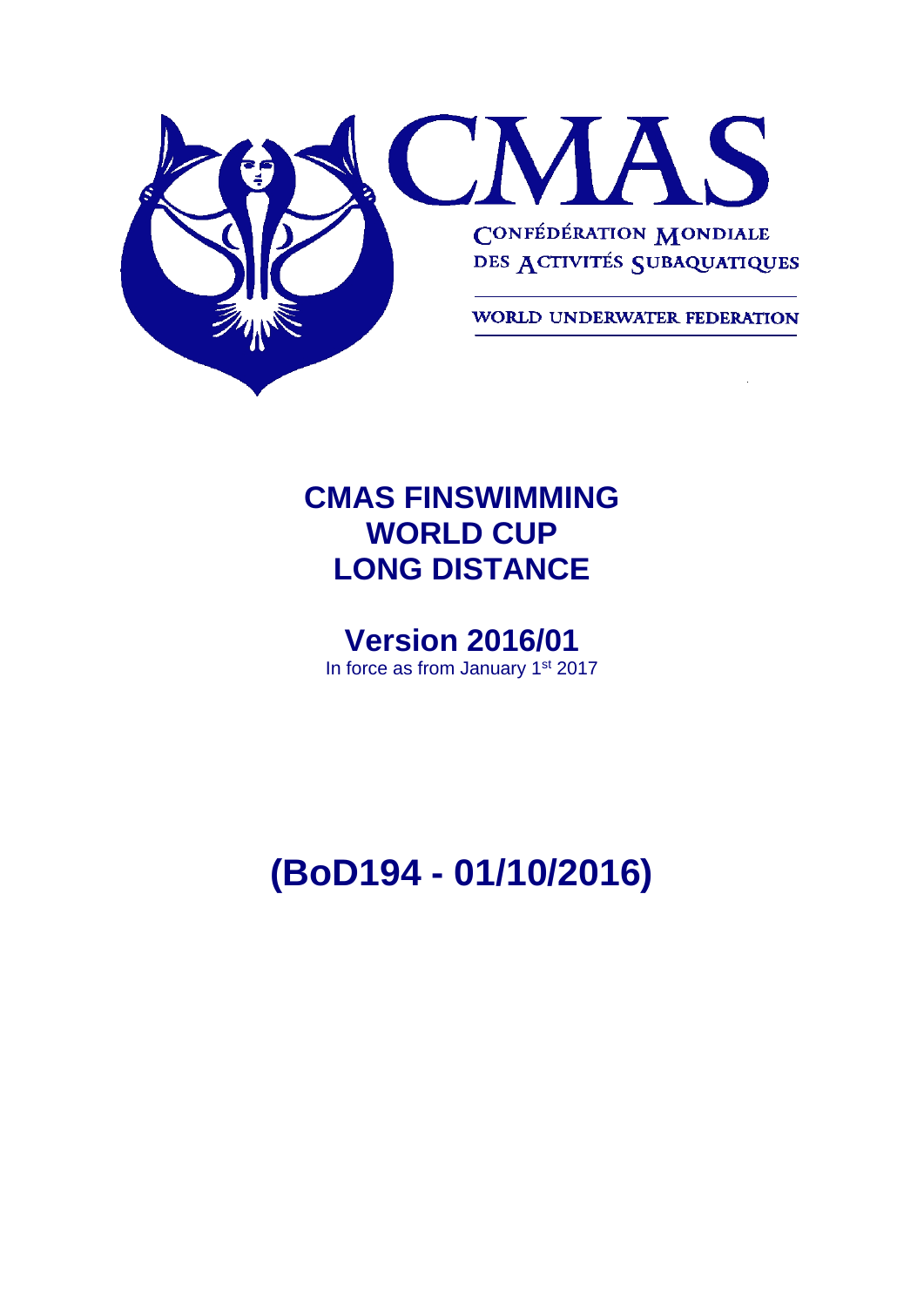CMAS

CONFÉDÉRATION MONDIALE DES ACTIVITÉS SUBAQUATIQUES

WORLD UNDERWATER FEDERATION

# CMAS FINSWIMMING WORLD CUP LONG DISTANCE

## Version 2016/01

In force as from January 1st 2017

# (BoD194 - 01/10/2016)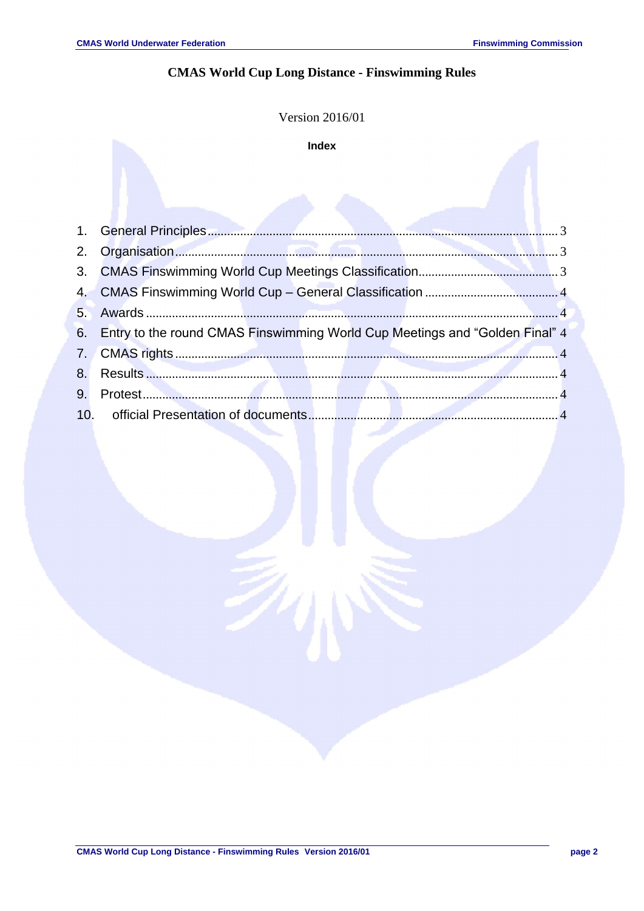# CMAS World Cup Long Distance - Finswimming Rules

Version 2016/01

**Index**

1. General Principles ........................................................................ 3
2. Organisation ................................................................................ 3
3. CMAS Finswimming World Cup Meetings Classification ........................... 3
4. CMAS Finswimming World Cup – General Classification ........................... 4
5. Awards ........................................................................................ 4
6. Entry to the round CMAS Finswimming World Cup Meetings and "Golden Final" 4
7. CMAS rights ................................................................................. 4
8. Results ........................................................................................ 4
9. Protest ........................................................................................ 4
10. official Presentation of documents .................................................. 4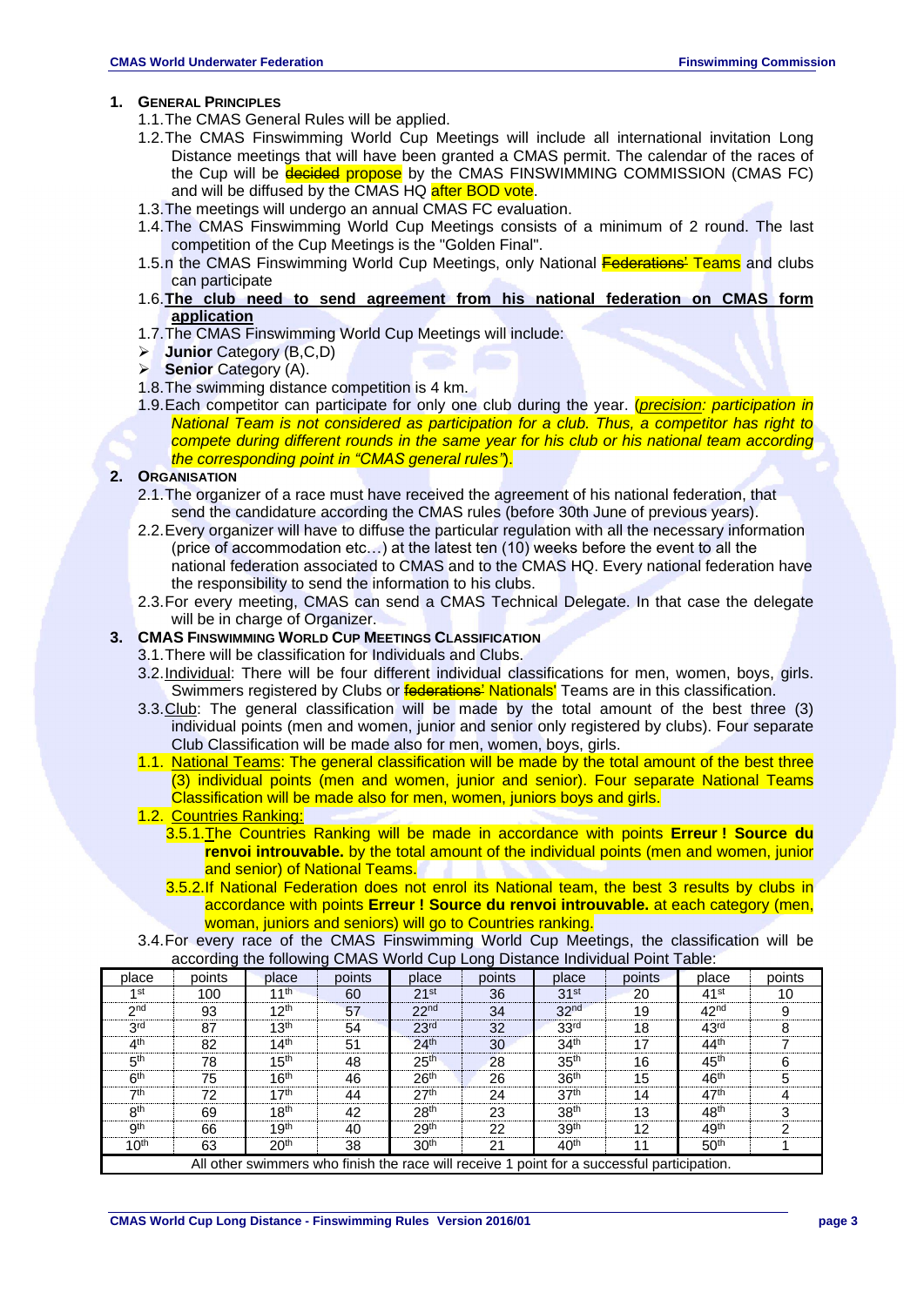1. **GENERAL PRINCIPLES**
   - 1.1. The CMAS General Rules will be applied.
   - 1.2. The CMAS Finswimming World Cup Meetings will include all international invitation Long Distance meetings that will have been granted a CMAS permit. The calendar of the races of the Cup will be ~~decided~~ propose by the CMAS FINSWIMMING COMMISSION (CMAS FC) and will be diffused by the CMAS HQ after BOD vote.
   - 1.3. The meetings will undergo an annual CMAS FC evaluation.
   - 1.4. The CMAS Finswimming World Cup Meetings consists of a minimum of 2 round. The last competition of the Cup Meetings is the "Golden Final".
   - 1.5. n the CMAS Finswimming World Cup Meetings, only National ~~Federations'~~ Teams and clubs can participate
   - 1.6. **The club need to send agreement from his national federation on CMAS form application**
   - 1.7. The CMAS Finswimming World Cup Meetings will include:
     - **Junior** Category (B,C,D)
     - **Senior** Category (A).
   - 1.8. The swimming distance competition is 4 km.
   - 1.9. Each competitor can participate for only one club during the year. (*precision: participation in National Team is not considered as participation for a club. Thus, a competitor has right to compete during different rounds in the same year for his club or his national team according the corresponding point in "CMAS general rules"*).

2. **ORGANISATION**
   - 2.1. The organizer of a race must have received the agreement of his national federation, that send the candidature according the CMAS rules (before 30th June of previous years).
   - 2.2. Every organizer will have to diffuse the particular regulation with all the necessary information (price of accommodation etc…) at the latest ten (10) weeks before the event to all the national federation associated to CMAS and to the CMAS HQ. Every national federation have the responsibility to send the information to his clubs.
   - 2.3. For every meeting, CMAS can send a CMAS Technical Delegate. In that case the delegate will be in charge of Organizer.

3. **CMAS FINSWIMMING WORLD CUP MEETINGS CLASSIFICATION**
   - 3.1. There will be classification for Individuals and Clubs.
   - 3.2. Individual: There will be four different individual classifications for men, women, boys, girls. Swimmers registered by Clubs or ~~federations'~~ Nationals' Teams are in this classification.
   - 3.3. Club: The general classification will be made by the total amount of the best three (3) individual points (men and women, junior and senior only registered by clubs). Four separate Club Classification will be made also for men, women, boys, girls.
   - 1.1. National Teams: The general classification will be made by the total amount of the best three (3) individual points (men and women, junior and senior). Four separate National Teams Classification will be made also for men, women, juniors boys and girls.
   - 1.2. Countries Ranking:
     - 3.5.1. The Countries Ranking will be made in accordance with points **Erreur ! Source du renvoi introuvable.** by the total amount of the individual points (men and women, junior and senior) of National Teams.
     - 3.5.2. If National Federation does not enrol its National team, the best 3 results by clubs in accordance with points **Erreur ! Source du renvoi introuvable.** at each category (men, woman, juniors and seniors) will go to Countries ranking.
   - 3.4. For every race of the CMAS Finswimming World Cup Meetings, the classification will be according the following CMAS World Cup Long Distance Individual Point Table:

| place | points | place | points | place | points | place | points | place | points |
|---|---|---|---|---|---|---|---|---|---|
| 1st | 100 | 11th | 60 | 21st | 36 | 31st | 20 | 41st | 10 |
| 2nd | 93 | 12th | 57 | 22nd | 34 | 32nd | 19 | 42nd | 9 |
| 3rd | 87 | 13th | 54 | 23rd | 32 | 33rd | 18 | 43rd | 8 |
| 4th | 82 | 14th | 51 | 24th | 30 | 34th | 17 | 44th | 7 |
| 5th | 78 | 15th | 48 | 25th | 28 | 35th | 16 | 45th | 6 |
| 6th | 75 | 16th | 46 | 26th | 26 | 36th | 15 | 46th | 5 |
| 7th | 72 | 17th | 44 | 27th | 24 | 37th | 14 | 47th | 4 |
| 8th | 69 | 18th | 42 | 28th | 23 | 38th | 13 | 48th | 3 |
| 9th | 66 | 19th | 40 | 29th | 22 | 39th | 12 | 49th | 2 |
| 10th | 63 | 20th | 38 | 30th | 21 | 40th | 11 | 50th | 1 |
| All other swimmers who finish the race will receive 1 point for a successful participation. | | | | | | | | | |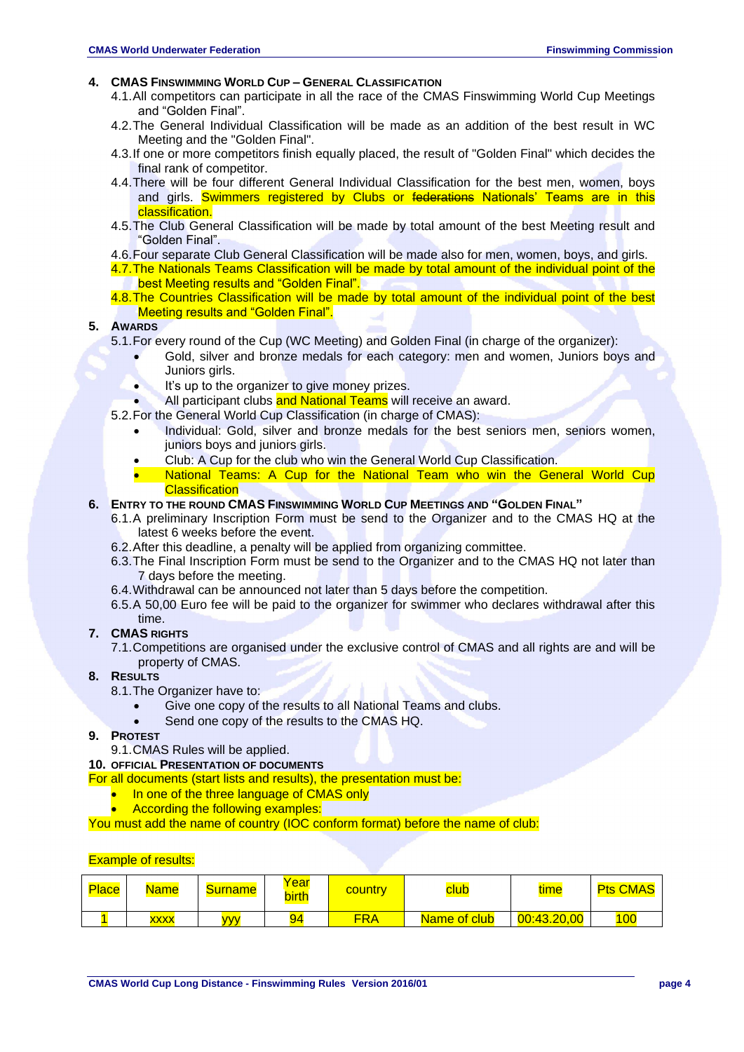## 4. CMAS Finswimming World Cup – General Classification

4.1. All competitors can participate in all the race of the CMAS Finswimming World Cup Meetings and "Golden Final".

4.2. The General Individual Classification will be made as an addition of the best result in WC Meeting and the "Golden Final".

4.3. If one or more competitors finish equally placed, the result of "Golden Final" which decides the final rank of competitor.

4.4. There will be four different General Individual Classification for the best men, women, boys and girls. Swimmers registered by Clubs or ~~federations~~ Nationals' Teams are in this classification.

4.5. The Club General Classification will be made by total amount of the best Meeting result and "Golden Final".

4.6. Four separate Club General Classification will be made also for men, women, boys, and girls.

4.7. The Nationals Teams Classification will be made by total amount of the individual point of the best Meeting results and "Golden Final".

4.8. The Countries Classification will be made by total amount of the individual point of the best Meeting results and "Golden Final".

## 5. Awards

5.1. For every round of the Cup (WC Meeting) and Golden Final (in charge of the organizer):

- Gold, silver and bronze medals for each category: men and women, Juniors boys and Juniors girls.
- It's up to the organizer to give money prizes.
- All participant clubs and National Teams will receive an award.

5.2. For the General World Cup Classification (in charge of CMAS):

- Individual: Gold, silver and bronze medals for the best seniors men, seniors women, juniors boys and juniors girls.
- Club: A Cup for the club who win the General World Cup Classification.
- National Teams: A Cup for the National Team who win the General World Cup Classification

## 6. Entry to the round CMAS Finswimming World Cup Meetings and "Golden Final"

6.1. A preliminary Inscription Form must be send to the Organizer and to the CMAS HQ at the latest 6 weeks before the event.

6.2. After this deadline, a penalty will be applied from organizing committee.

6.3. The Final Inscription Form must be send to the Organizer and to the CMAS HQ not later than 7 days before the meeting.

6.4. Withdrawal can be announced not later than 5 days before the competition.

6.5. A 50,00 Euro fee will be paid to the organizer for swimmer who declares withdrawal after this time.

## 7. CMAS Rights

7.1. Competitions are organised under the exclusive control of CMAS and all rights are and will be property of CMAS.

## 8. Results

8.1. The Organizer have to:

- Give one copy of the results to all National Teams and clubs.
- Send one copy of the results to the CMAS HQ.

## 9. Protest

9.1. CMAS Rules will be applied.

## 10. Official Presentation of Documents

For all documents (start lists and results), the presentation must be:

- In one of the three language of CMAS only
- According the following examples:

You must add the name of country (IOC conform format) before the name of club:

Example of results:

| Place | Name | Surname | Year birth | country | club | time | Pts CMAS |
|---|---|---|---|---|---|---|---|
| 1 | xxxx | yyy | 94 | FRA | Name of club | 00:43.20,00 | 100 |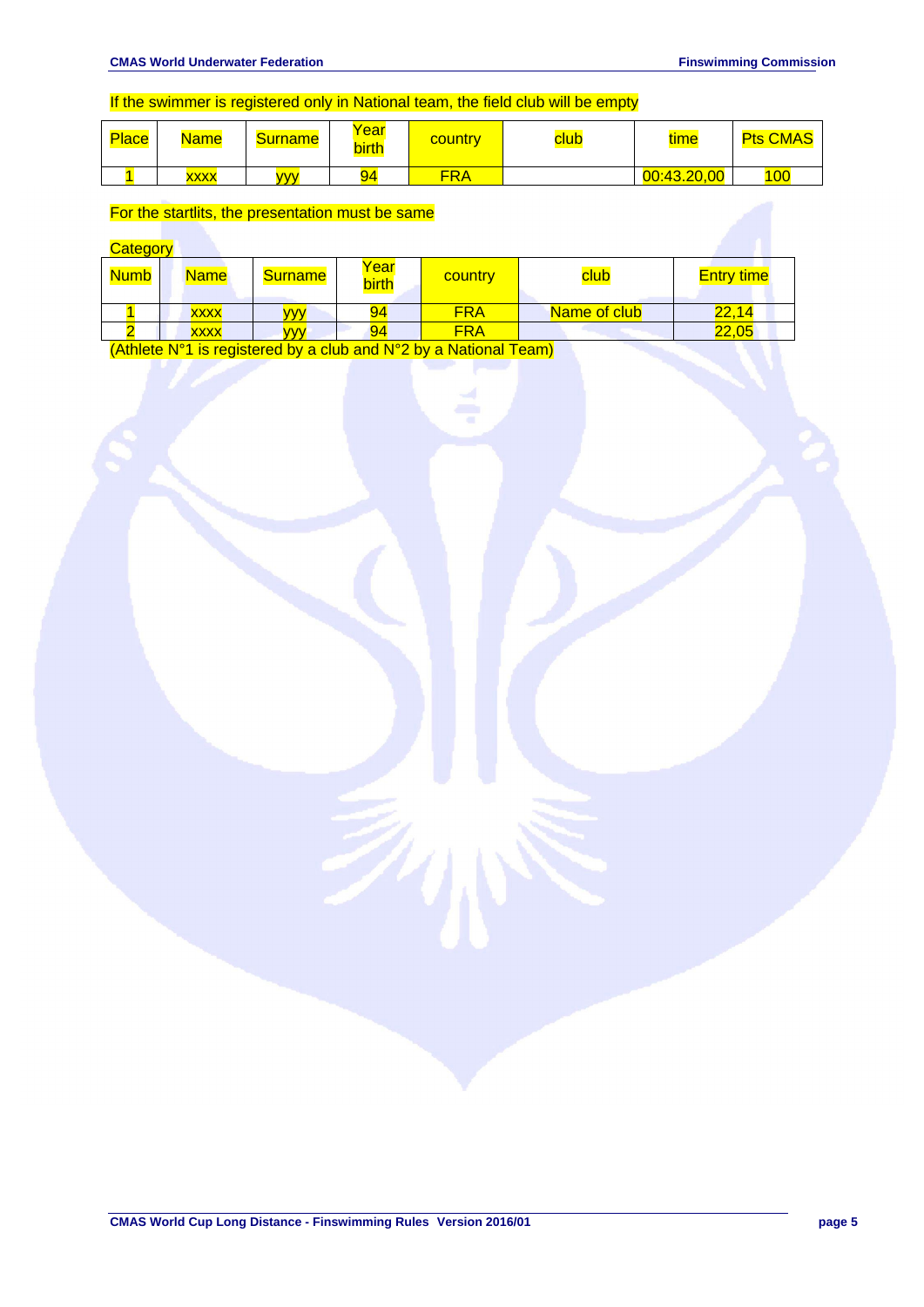If the swimmer is registered only in National team, the field club will be empty

| Place | Name | Surname | Year birth | country | club | time | Pts CMAS |
|---|---|---|---|---|---|---|---|
| 1 | xxxx | yyy | 94 | FRA | | 00:43.20,00 | 100 |

For the startlits, the presentation must be same

Category

| Numb | Name | Surname | Year birth | country | club | Entry time |
|---|---|---|---|---|---|---|
| 1 | xxxx | yyy | 94 | FRA | Name of club | 22,14 |
| 2 | xxxx | yyy | 94 | FRA | | 22,05 |

(Athlete N°1 is registered by a club and N°2 by a National Team)